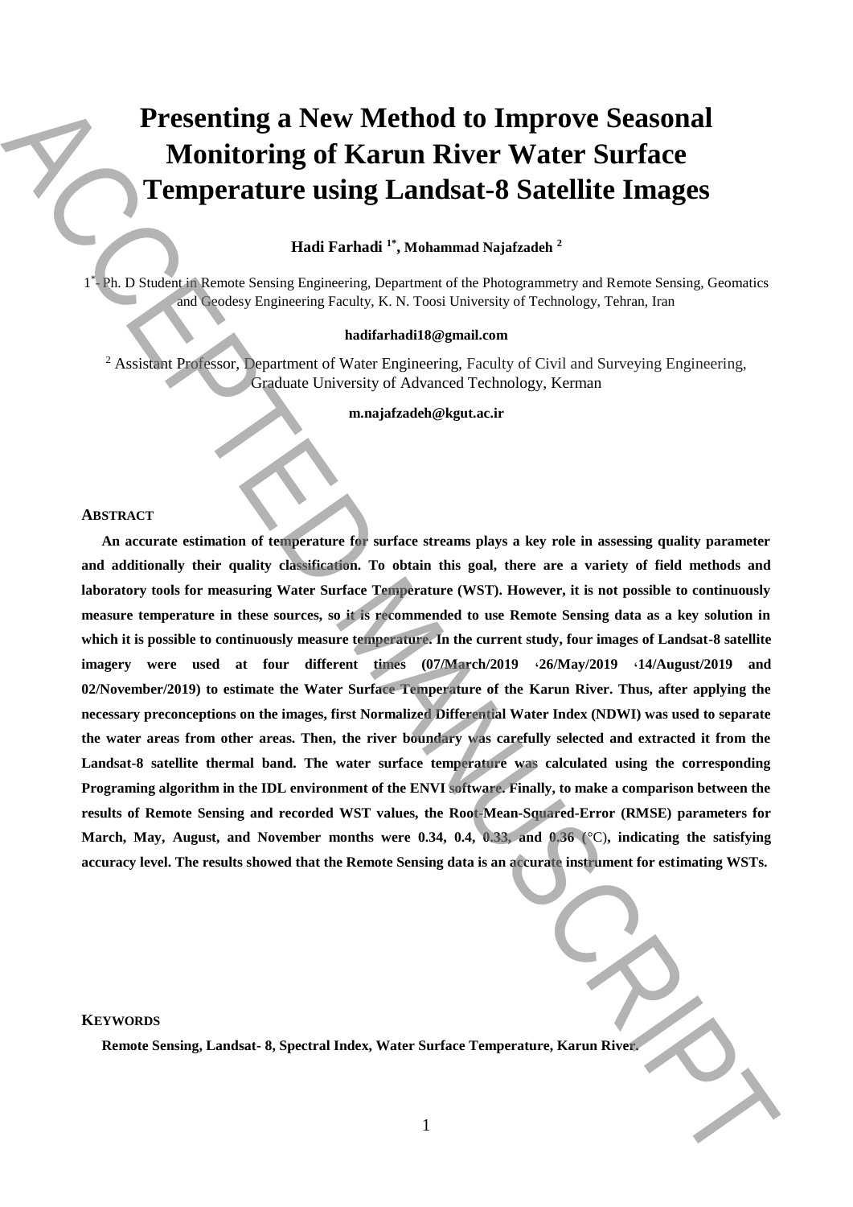# Presenting a New Method to Improve Seasonal Monitoring of Karun River Water Surface Temperature using Landsat-8 Satellite Images

**Hadi Farhadi [1*], Mohammad Najafzadeh [2]**

[1*] - Ph. D Student in Remote Sensing Engineering, Department of the Photogrammetry and Remote Sensing, Geomatics and Geodesy Engineering Faculty, K. N. Toosi University of Technology, Tehran, Iran

**hadifarhadi18@gmail.com**

[2] Assistant Professor, Department of Water Engineering, Faculty of Civil and Surveying Engineering, Graduate University of Advanced Technology, Kerman

**m.najafzadeh@kgut.ac.ir**

## ABSTRACT

**An accurate estimation of temperature for surface streams plays a key role in assessing quality parameter and additionally their quality classification. To obtain this goal, there are a variety of field methods and laboratory tools for measuring Water Surface Temperature (WST). However, it is not possible to continuously measure temperature in these sources, so it is recommended to use Remote Sensing data as a key solution in which it is possible to continuously measure temperature. In the current study, four images of Landsat-8 satellite imagery were used at four different times (07/March/2019 ،26/May/2019 ،14/August/2019 and 02/November/2019) to estimate the Water Surface Temperature of the Karun River. Thus, after applying the necessary preconceptions on the images, first Normalized Differential Water Index (NDWI) was used to separate the water areas from other areas. Then, the river boundary was carefully selected and extracted it from the Landsat-8 satellite thermal band. The water surface temperature was calculated using the corresponding Programing algorithm in the IDL environment of the ENVI software. Finally, to make a comparison between the results of Remote Sensing and recorded WST values, the Root-Mean-Squared-Error (RMSE) parameters for March, May, August, and November months were 0.34, 0.4, 0.33, and 0.36 (°C), indicating the satisfying accuracy level. The results showed that the Remote Sensing data is an accurate instrument for estimating WSTs.**

## KEYWORDS

**Remote Sensing, Landsat- 8, Spectral Index, Water Surface Temperature, Karun River.**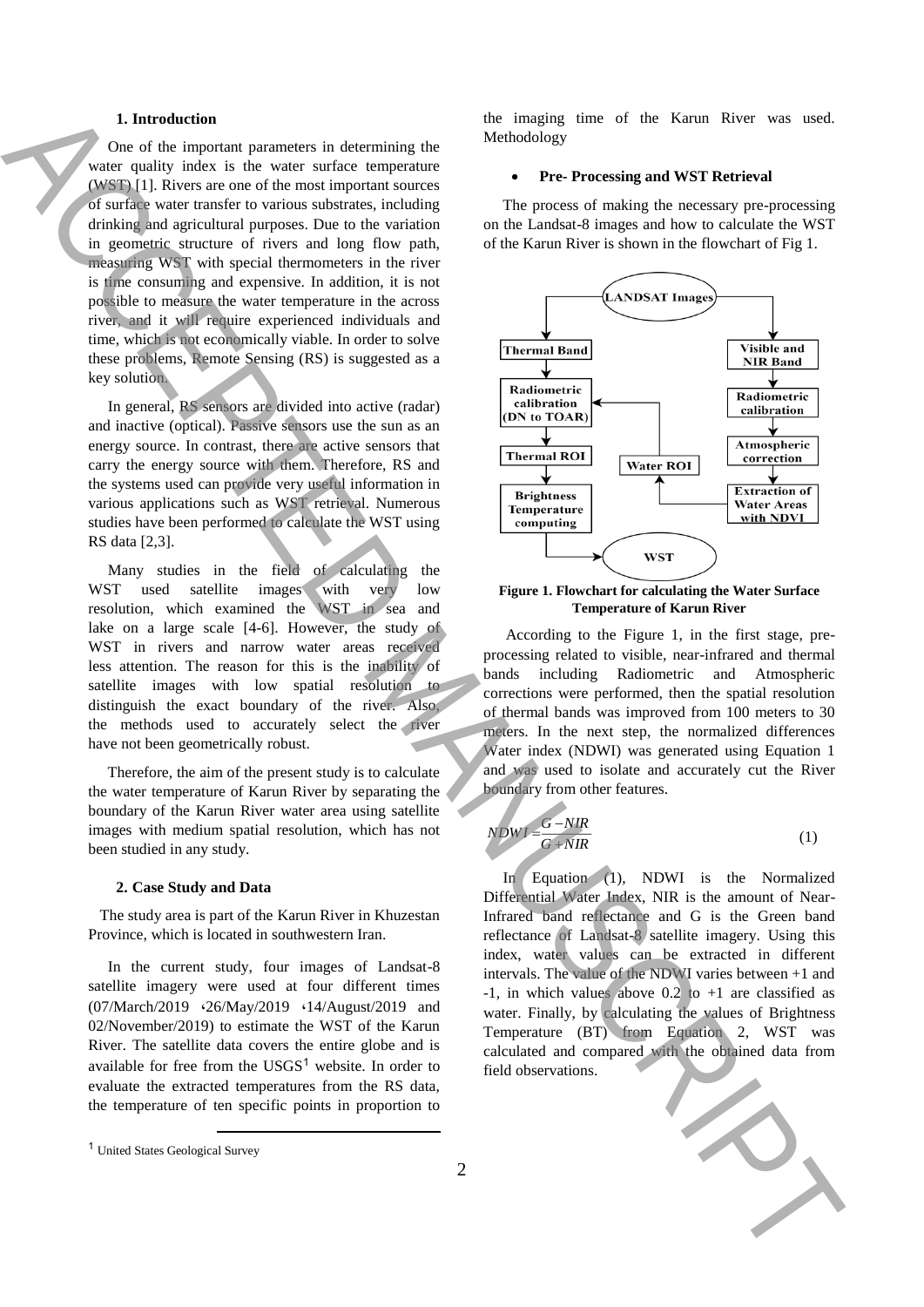## 1. Introduction

One of the important parameters in determining the water quality index is the water surface temperature (WST) [1]. Rivers are one of the most important sources of surface water transfer to various substrates, including drinking and agricultural purposes. Due to the variation in geometric structure of rivers and long flow path, measuring WST with special thermometers in the river is time consuming and expensive. In addition, it is not possible to measure the water temperature in the across river, and it will require experienced individuals and time, which is not economically viable. In order to solve these problems, Remote Sensing (RS) is suggested as a key solution.

In general, RS sensors are divided into active (radar) and inactive (optical). Passive sensors use the sun as an energy source. In contrast, there are active sensors that carry the energy source with them. Therefore, RS and the systems used can provide very useful information in various applications such as WST retrieval. Numerous studies have been performed to calculate the WST using RS data [2,3].

Many studies in the field of calculating the WST used satellite images with very low resolution, which examined the WST in sea and lake on a large scale [4-6]. However, the study of WST in rivers and narrow water areas received less attention. The reason for this is the inability of satellite images with low spatial resolution to distinguish the exact boundary of the river. Also, the methods used to accurately select the river have not been geometrically robust.

Therefore, the aim of the present study is to calculate the water temperature of Karun River by separating the boundary of the Karun River water area using satellite images with medium spatial resolution, which has not been studied in any study.

## 2. Case Study and Data

The study area is part of the Karun River in Khuzestan Province, which is located in southwestern Iran.

In the current study, four images of Landsat-8 satellite imagery were used at four different times (07/March/2019 ،26/May/2019 ،14/August/2019 and 02/November/2019) to estimate the WST of the Karun River. The satellite data covers the entire globe and is available for free from the USGS[1] website. In order to evaluate the extracted temperatures from the RS data, the temperature of ten specific points in proportion to the imaging time of the Karun River was used. Methodology

[1] United States Geological Survey

- **Pre- Processing and WST Retrieval**

The process of making the necessary pre-processing on the Landsat-8 images and how to calculate the WST of the Karun River is shown in the flowchart of Fig 1.

**Figure 1. Flowchart for calculating the Water Surface Temperature of Karun River**

According to the Figure 1, in the first stage, pre-processing related to visible, near-infrared and thermal bands including Radiometric and Atmospheric corrections were performed, then the spatial resolution of thermal bands was improved from 100 meters to 30 meters. In the next step, the normalized differences Water index (NDWI) was generated using Equation 1 and was used to isolate and accurately cut the River boundary from other features.

$$NDWI = \frac{G - NIR}{G + NIR} \tag{1}$$

In Equation (1), NDWI is the Normalized Differential Water Index, NIR is the amount of Near-Infrared band reflectance and G is the Green band reflectance of Landsat-8 satellite imagery. Using this index, water values can be extracted in different intervals. The value of the NDWI varies between +1 and -1, in which values above 0.2 to +1 are classified as water. Finally, by calculating the values of Brightness Temperature (BT) from Equation 2, WST was calculated and compared with the obtained data from field observations.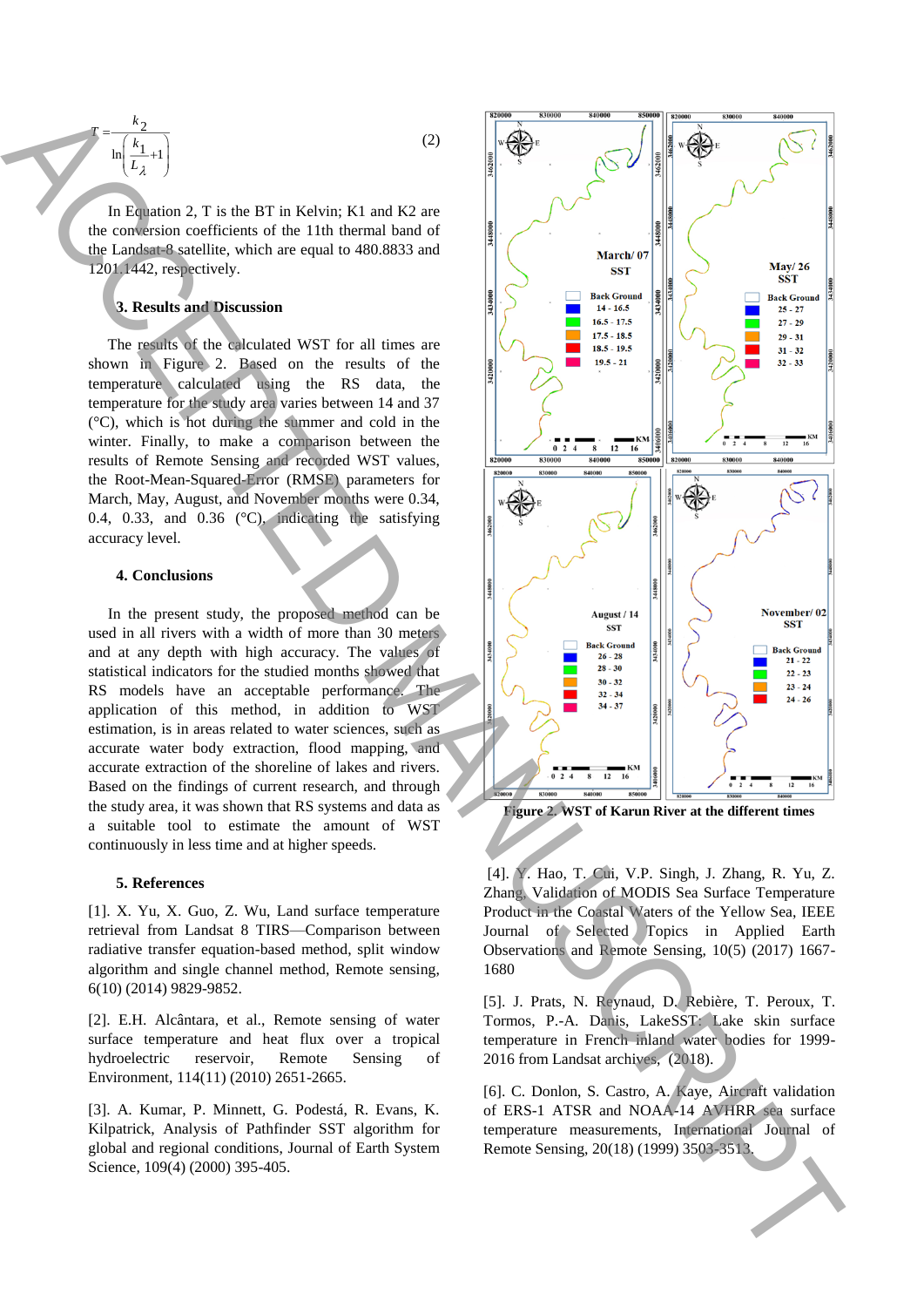$$T = \frac{k_2}{\ln\left(\frac{k_1}{L_\lambda} + 1\right)} \quad (2)$$

In Equation 2, T is the BT in Kelvin; K1 and K2 are the conversion coefficients of the 11th thermal band of the Landsat-8 satellite, which are equal to 480.8833 and 1201.1442, respectively.

## 3. Results and Discussion

The results of the calculated WST for all times are shown in Figure 2. Based on the results of the temperature calculated using the RS data, the temperature for the study area varies between 14 and 37 (°C), which is hot during the summer and cold in the winter. Finally, to make a comparison between the results of Remote Sensing and recorded WST values, the Root-Mean-Squared-Error (RMSE) parameters for March, May, August, and November months were 0.34, 0.4, 0.33, and 0.36 (°C), indicating the satisfying accuracy level.

## 4. Conclusions

In the present study, the proposed method can be used in all rivers with a width of more than 30 meters and at any depth with high accuracy. The values of statistical indicators for the studied months showed that RS models have an acceptable performance. The application of this method, in addition to WST estimation, is in areas related to water sciences, such as accurate water body extraction, flood mapping, and accurate extraction of the shoreline of lakes and rivers. Based on the findings of current research, and through the study area, it was shown that RS systems and data as a suitable tool to estimate the amount of WST continuously in less time and at higher speeds.

March/ 07
SST
Back Ground
14 - 16.5
16.5 - 17.5
17.5 - 18.5
18.5 - 19.5
19.5 - 21

May/ 26
SST
Back Ground
25 - 27
27 - 29
29 - 31
31 - 32
32 - 33

August / 14
SST
Back Ground
26 - 28
28 - 30
30 - 32
32 - 34
34 - 37

November/ 02
SST
Back Ground
21 - 22
22 - 23
23 - 24
24 - 26

KM
0 2 4 8 12 16

**Figure 2. WST of Karun River at the different times**

## 5. References

[1]. X. Yu, X. Guo, Z. Wu, Land surface temperature retrieval from Landsat 8 TIRS—Comparison between radiative transfer equation-based method, split window algorithm and single channel method, Remote sensing, 6(10) (2014) 9829-9852.

[2]. E.H. Alcântara, et al., Remote sensing of water surface temperature and heat flux over a tropical hydroelectric reservoir, Remote Sensing of Environment, 114(11) (2010) 2651-2665.

[3]. A. Kumar, P. Minnett, G. Podestá, R. Evans, K. Kilpatrick, Analysis of Pathfinder SST algorithm for global and regional conditions, Journal of Earth System Science, 109(4) (2000) 395-405.

[4]. Y. Hao, T. Cui, V.P. Singh, J. Zhang, R. Yu, Z. Zhang, Validation of MODIS Sea Surface Temperature Product in the Coastal Waters of the Yellow Sea, IEEE Journal of Selected Topics in Applied Earth Observations and Remote Sensing, 10(5) (2017) 1667-1680

[5]. J. Prats, N. Reynaud, D. Rebière, T. Peroux, T. Tormos, P.-A. Danis, LakeSST: Lake skin surface temperature in French inland water bodies for 1999-2016 from Landsat archives, (2018).

[6]. C. Donlon, S. Castro, A. Kaye, Aircraft validation of ERS-1 ATSR and NOAA-14 AVHRR sea surface temperature measurements, International Journal of Remote Sensing, 20(18) (1999) 3503-3513.